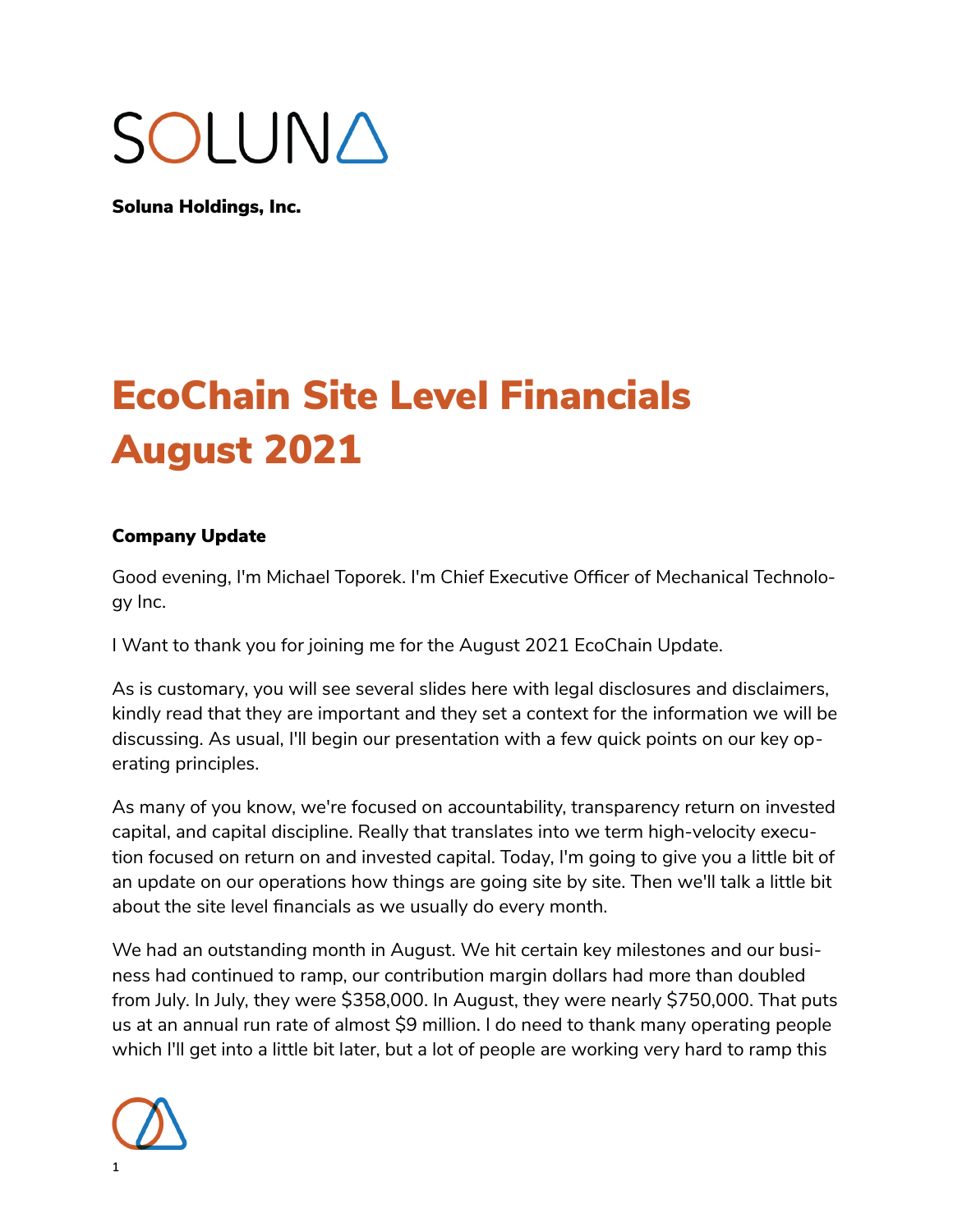# SOLUNA

**Soluna Holdings, Inc.**

# EcoChain Site Level Financials August 2021

**Company Update**

Good evening, I'm Michael Toporek. I'm Chief Executive Officer of Mechanical Technology Inc.

I Want to thank you for joining me for the August 2021 EcoChain Update.

As is customary, you will see several slides here with legal disclosures and disclaimers, kindly read that they are important and they set a context for the information we will be discussing. As usual, I'll begin our presentation with a few quick points on our key operating principles.

As many of you know, we're focused on accountability, transparency return on invested capital, and capital discipline. Really that translates into we term high-velocity execution focused on return on and invested capital. Today, I'm going to give you a little bit of an update on our operations how things are going site by site. Then we'll talk a little bit about the site level financials as we usually do every month.

We had an outstanding month in August. We hit certain key milestones and our business had continued to ramp, our contribution margin dollars had more than doubled from July. In July, they were $358,000. In August, they were nearly $750,000. That puts us at an annual run rate of almost $9 million. I do need to thank many operating people which I'll get into a little bit later, but a lot of people are working very hard to ramp this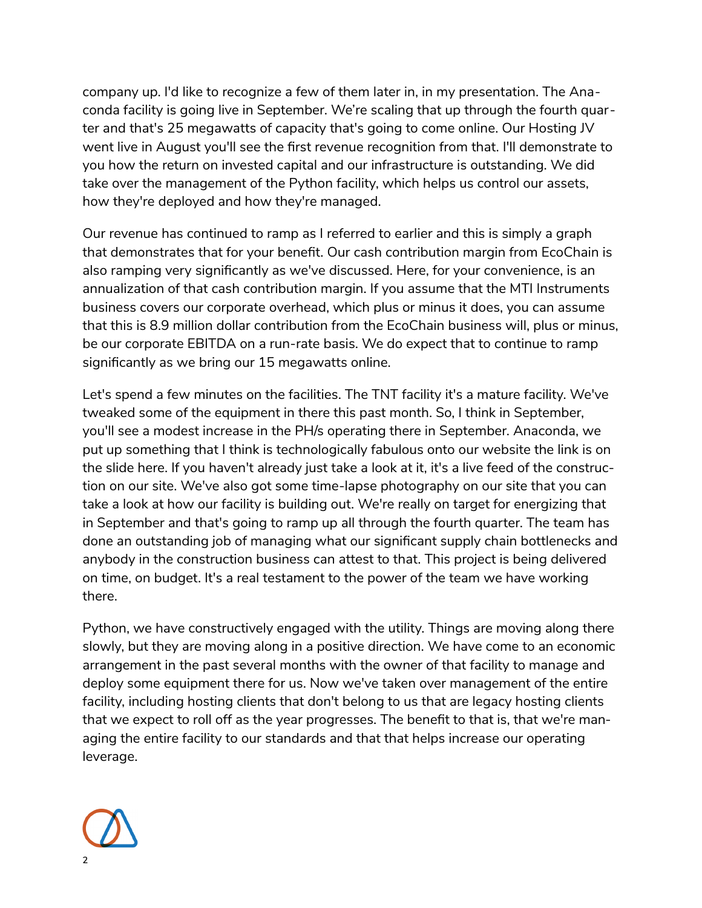company up. I'd like to recognize a few of them later in, in my presentation. The Anaconda facility is going live in September. We're scaling that up through the fourth quarter and that's 25 megawatts of capacity that's going to come online. Our Hosting JV went live in August you'll see the first revenue recognition from that. I'll demonstrate to you how the return on invested capital and our infrastructure is outstanding. We did take over the management of the Python facility, which helps us control our assets, how they're deployed and how they're managed.

Our revenue has continued to ramp as I referred to earlier and this is simply a graph that demonstrates that for your benefit. Our cash contribution margin from EcoChain is also ramping very significantly as we've discussed. Here, for your convenience, is an annualization of that cash contribution margin. If you assume that the MTI Instruments business covers our corporate overhead, which plus or minus it does, you can assume that this is 8.9 million dollar contribution from the EcoChain business will, plus or minus, be our corporate EBITDA on a run-rate basis. We do expect that to continue to ramp significantly as we bring our 15 megawatts online.

Let's spend a few minutes on the facilities. The TNT facility it's a mature facility. We've tweaked some of the equipment in there this past month. So, I think in September, you'll see a modest increase in the PH/s operating there in September. Anaconda, we put up something that I think is technologically fabulous onto our website the link is on the slide here. If you haven't already just take a look at it, it's a live feed of the construction on our site. We've also got some time-lapse photography on our site that you can take a look at how our facility is building out. We're really on target for energizing that in September and that's going to ramp up all through the fourth quarter. The team has done an outstanding job of managing what our significant supply chain bottlenecks and anybody in the construction business can attest to that. This project is being delivered on time, on budget. It's a real testament to the power of the team we have working there.

Python, we have constructively engaged with the utility. Things are moving along there slowly, but they are moving along in a positive direction. We have come to an economic arrangement in the past several months with the owner of that facility to manage and deploy some equipment there for us. Now we've taken over management of the entire facility, including hosting clients that don't belong to us that are legacy hosting clients that we expect to roll off as the year progresses. The benefit to that is, that we're managing the entire facility to our standards and that that helps increase our operating leverage.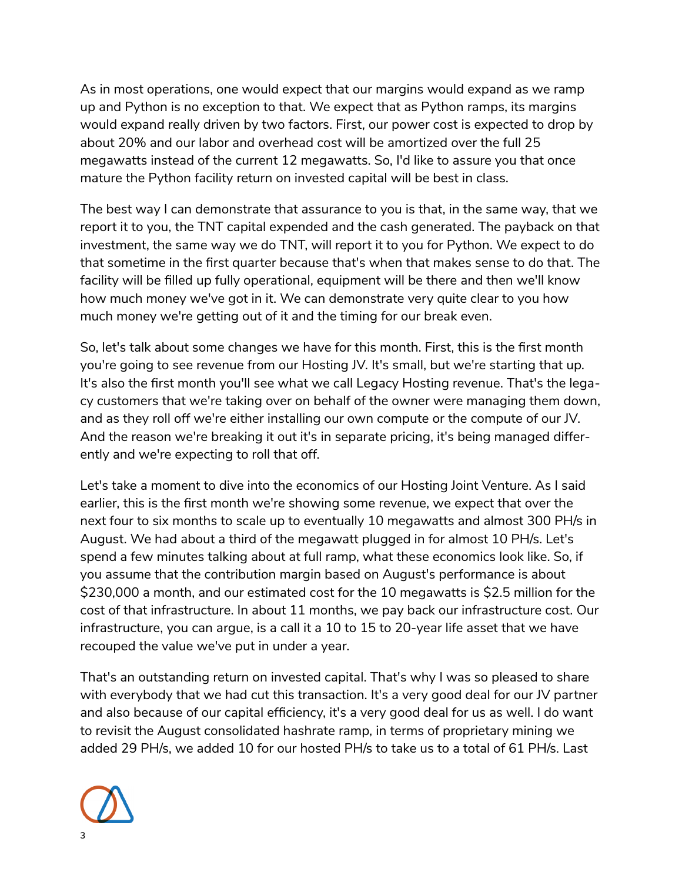As in most operations, one would expect that our margins would expand as we ramp up and Python is no exception to that. We expect that as Python ramps, its margins would expand really driven by two factors. First, our power cost is expected to drop by about 20% and our labor and overhead cost will be amortized over the full 25 megawatts instead of the current 12 megawatts. So, I'd like to assure you that once mature the Python facility return on invested capital will be best in class.

The best way I can demonstrate that assurance to you is that, in the same way, that we report it to you, the TNT capital expended and the cash generated. The payback on that investment, the same way we do TNT, will report it to you for Python. We expect to do that sometime in the first quarter because that's when that makes sense to do that. The facility will be filled up fully operational, equipment will be there and then we'll know how much money we've got in it. We can demonstrate very quite clear to you how much money we're getting out of it and the timing for our break even.

So, let's talk about some changes we have for this month. First, this is the first month you're going to see revenue from our Hosting JV. It's small, but we're starting that up. It's also the first month you'll see what we call Legacy Hosting revenue. That's the legacy customers that we're taking over on behalf of the owner were managing them down, and as they roll off we're either installing our own compute or the compute of our JV. And the reason we're breaking it out it's in separate pricing, it's being managed differently and we're expecting to roll that off.

Let's take a moment to dive into the economics of our Hosting Joint Venture. As I said earlier, this is the first month we're showing some revenue, we expect that over the next four to six months to scale up to eventually 10 megawatts and almost 300 PH/s in August. We had about a third of the megawatt plugged in for almost 10 PH/s. Let's spend a few minutes talking about at full ramp, what these economics look like. So, if you assume that the contribution margin based on August's performance is about $230,000 a month, and our estimated cost for the 10 megawatts is $2.5 million for the cost of that infrastructure. In about 11 months, we pay back our infrastructure cost. Our infrastructure, you can argue, is a call it a 10 to 15 to 20-year life asset that we have recouped the value we've put in under a year.

That's an outstanding return on invested capital. That's why I was so pleased to share with everybody that we had cut this transaction. It's a very good deal for our JV partner and also because of our capital efficiency, it's a very good deal for us as well. I do want to revisit the August consolidated hashrate ramp, in terms of proprietary mining we added 29 PH/s, we added 10 for our hosted PH/s to take us to a total of 61 PH/s. Last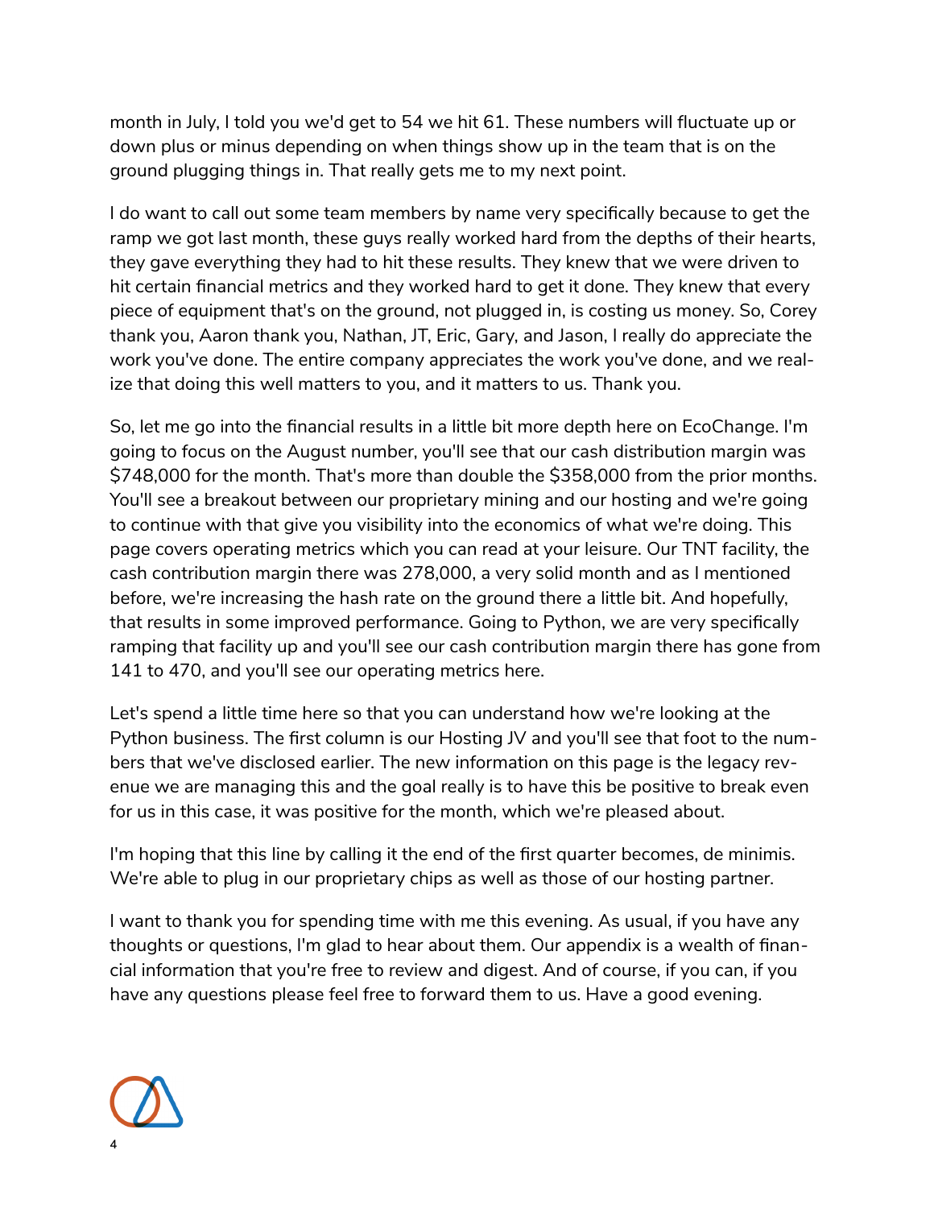month in July, I told you we'd get to 54 we hit 61. These numbers will fluctuate up or down plus or minus depending on when things show up in the team that is on the ground plugging things in. That really gets me to my next point.

I do want to call out some team members by name very specifically because to get the ramp we got last month, these guys really worked hard from the depths of their hearts, they gave everything they had to hit these results. They knew that we were driven to hit certain financial metrics and they worked hard to get it done. They knew that every piece of equipment that's on the ground, not plugged in, is costing us money. So, Corey thank you, Aaron thank you, Nathan, JT, Eric, Gary, and Jason, I really do appreciate the work you've done. The entire company appreciates the work you've done, and we realize that doing this well matters to you, and it matters to us. Thank you.

So, let me go into the financial results in a little bit more depth here on EcoChange. I'm going to focus on the August number, you'll see that our cash distribution margin was $748,000 for the month. That's more than double the $358,000 from the prior months. You'll see a breakout between our proprietary mining and our hosting and we're going to continue with that give you visibility into the economics of what we're doing. This page covers operating metrics which you can read at your leisure. Our TNT facility, the cash contribution margin there was 278,000, a very solid month and as I mentioned before, we're increasing the hash rate on the ground there a little bit. And hopefully, that results in some improved performance. Going to Python, we are very specifically ramping that facility up and you'll see our cash contribution margin there has gone from 141 to 470, and you'll see our operating metrics here.

Let's spend a little time here so that you can understand how we're looking at the Python business. The first column is our Hosting JV and you'll see that foot to the numbers that we've disclosed earlier. The new information on this page is the legacy revenue we are managing this and the goal really is to have this be positive to break even for us in this case, it was positive for the month, which we're pleased about.

I'm hoping that this line by calling it the end of the first quarter becomes, de minimis. We're able to plug in our proprietary chips as well as those of our hosting partner.

I want to thank you for spending time with me this evening. As usual, if you have any thoughts or questions, I'm glad to hear about them. Our appendix is a wealth of financial information that you're free to review and digest. And of course, if you can, if you have any questions please feel free to forward them to us. Have a good evening.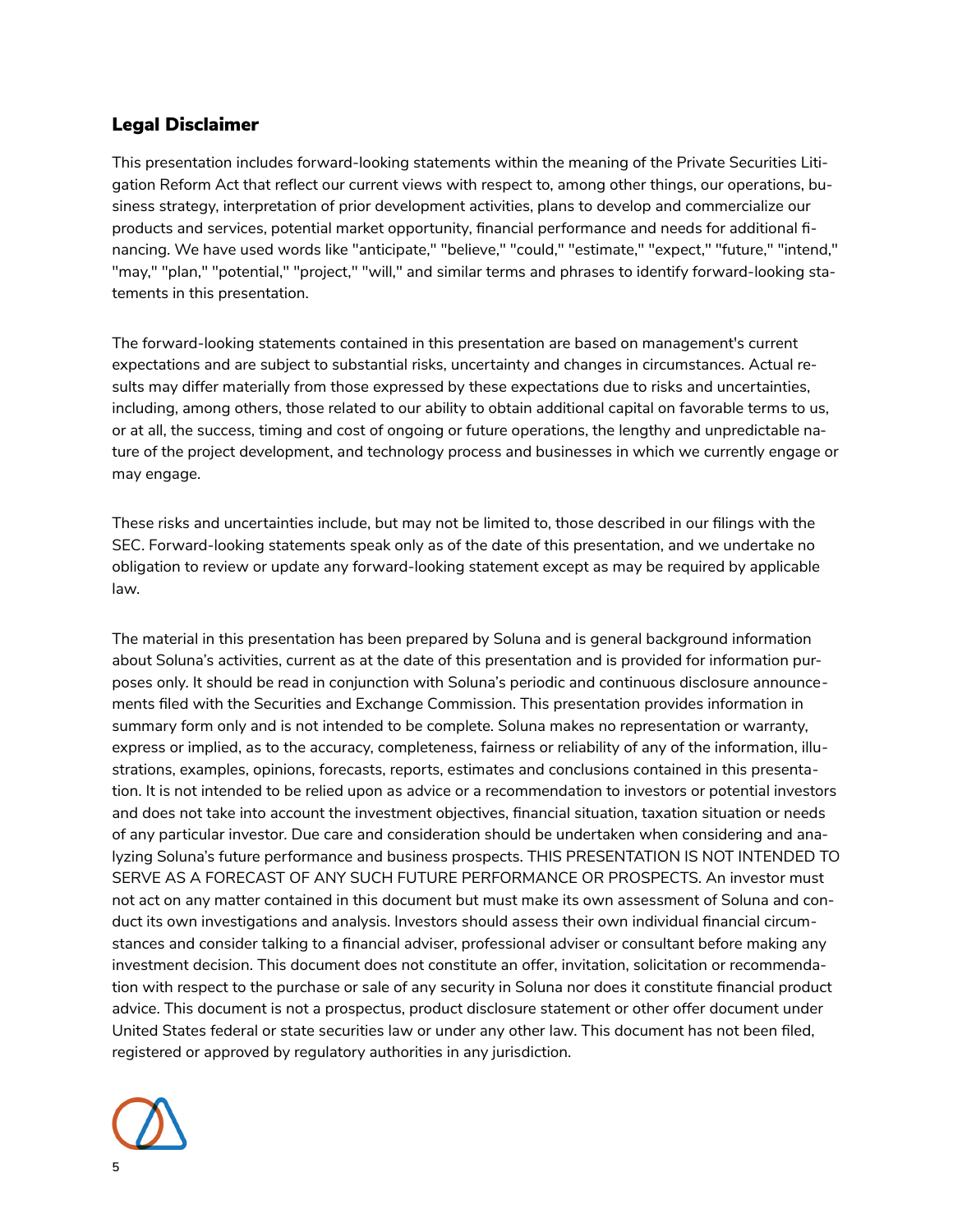## Legal Disclaimer

This presentation includes forward-looking statements within the meaning of the Private Securities Litigation Reform Act that reflect our current views with respect to, among other things, our operations, business strategy, interpretation of prior development activities, plans to develop and commercialize our products and services, potential market opportunity, financial performance and needs for additional financing. We have used words like "anticipate," "believe," "could," "estimate," "expect," "future," "intend," "may," "plan," "potential," "project," "will," and similar terms and phrases to identify forward-looking statements in this presentation.

The forward-looking statements contained in this presentation are based on management's current expectations and are subject to substantial risks, uncertainty and changes in circumstances. Actual results may differ materially from those expressed by these expectations due to risks and uncertainties, including, among others, those related to our ability to obtain additional capital on favorable terms to us, or at all, the success, timing and cost of ongoing or future operations, the lengthy and unpredictable nature of the project development, and technology process and businesses in which we currently engage or may engage.

These risks and uncertainties include, but may not be limited to, those described in our filings with the SEC. Forward-looking statements speak only as of the date of this presentation, and we undertake no obligation to review or update any forward-looking statement except as may be required by applicable law.

The material in this presentation has been prepared by Soluna and is general background information about Soluna's activities, current as at the date of this presentation and is provided for information purposes only. It should be read in conjunction with Soluna's periodic and continuous disclosure announcements filed with the Securities and Exchange Commission. This presentation provides information in summary form only and is not intended to be complete. Soluna makes no representation or warranty, express or implied, as to the accuracy, completeness, fairness or reliability of any of the information, illustrations, examples, opinions, forecasts, reports, estimates and conclusions contained in this presentation. It is not intended to be relied upon as advice or a recommendation to investors or potential investors and does not take into account the investment objectives, financial situation, taxation situation or needs of any particular investor. Due care and consideration should be undertaken when considering and analyzing Soluna's future performance and business prospects. THIS PRESENTATION IS NOT INTENDED TO SERVE AS A FORECAST OF ANY SUCH FUTURE PERFORMANCE OR PROSPECTS. An investor must not act on any matter contained in this document but must make its own assessment of Soluna and conduct its own investigations and analysis. Investors should assess their own individual financial circumstances and consider talking to a financial adviser, professional adviser or consultant before making any investment decision. This document does not constitute an offer, invitation, solicitation or recommendation with respect to the purchase or sale of any security in Soluna nor does it constitute financial product advice. This document is not a prospectus, product disclosure statement or other offer document under United States federal or state securities law or under any other law. This document has not been filed, registered or approved by regulatory authorities in any jurisdiction.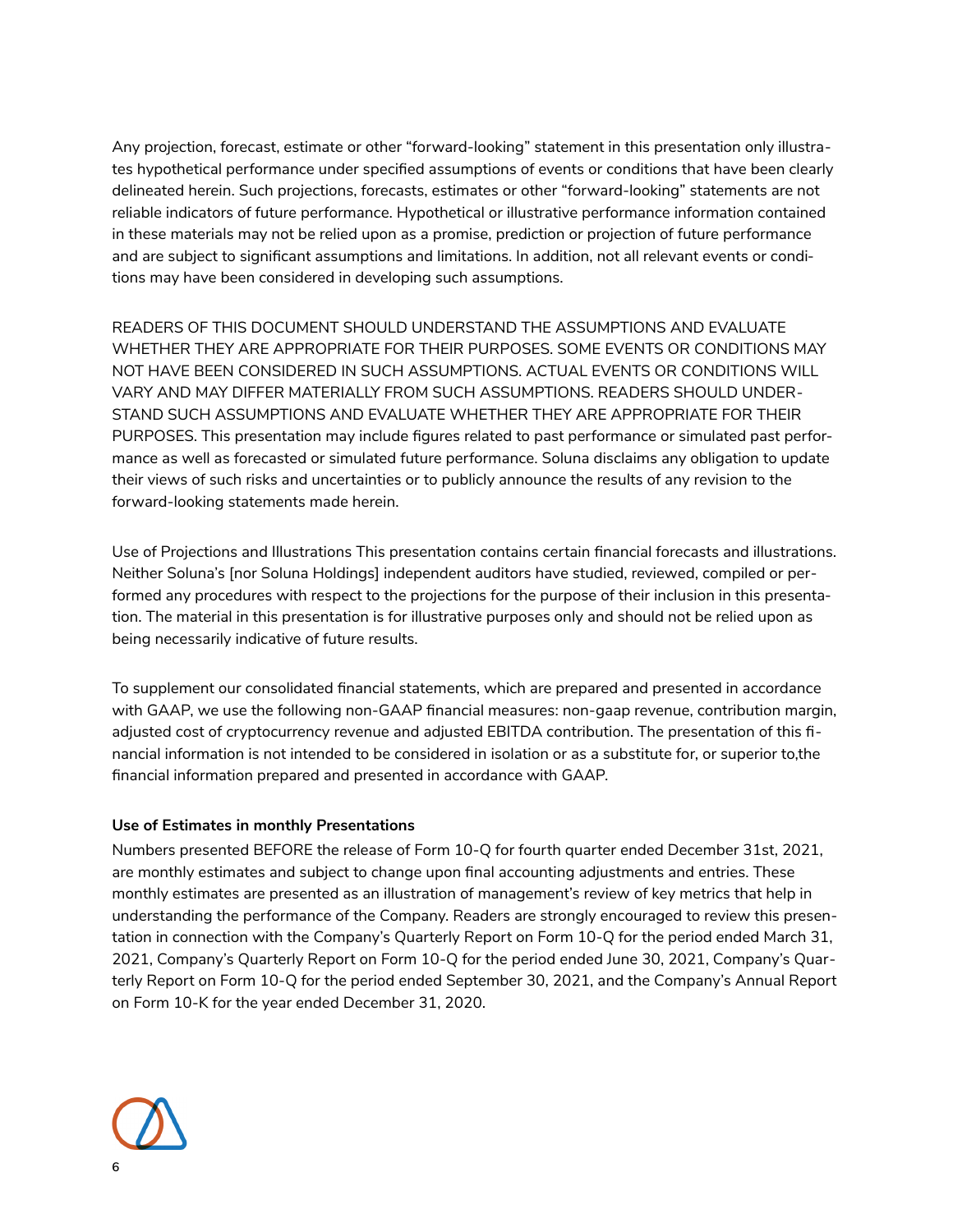Any projection, forecast, estimate or other "forward-looking" statement in this presentation only illustrates hypothetical performance under specified assumptions of events or conditions that have been clearly delineated herein. Such projections, forecasts, estimates or other "forward-looking" statements are not reliable indicators of future performance. Hypothetical or illustrative performance information contained in these materials may not be relied upon as a promise, prediction or projection of future performance and are subject to significant assumptions and limitations. In addition, not all relevant events or conditions may have been considered in developing such assumptions.

READERS OF THIS DOCUMENT SHOULD UNDERSTAND THE ASSUMPTIONS AND EVALUATE WHETHER THEY ARE APPROPRIATE FOR THEIR PURPOSES. SOME EVENTS OR CONDITIONS MAY NOT HAVE BEEN CONSIDERED IN SUCH ASSUMPTIONS. ACTUAL EVENTS OR CONDITIONS WILL VARY AND MAY DIFFER MATERIALLY FROM SUCH ASSUMPTIONS. READERS SHOULD UNDERSTAND SUCH ASSUMPTIONS AND EVALUATE WHETHER THEY ARE APPROPRIATE FOR THEIR PURPOSES. This presentation may include figures related to past performance or simulated past performance as well as forecasted or simulated future performance. Soluna disclaims any obligation to update their views of such risks and uncertainties or to publicly announce the results of any revision to the forward-looking statements made herein.

Use of Projections and Illustrations This presentation contains certain financial forecasts and illustrations. Neither Soluna's [nor Soluna Holdings] independent auditors have studied, reviewed, compiled or performed any procedures with respect to the projections for the purpose of their inclusion in this presentation. The material in this presentation is for illustrative purposes only and should not be relied upon as being necessarily indicative of future results.

To supplement our consolidated financial statements, which are prepared and presented in accordance with GAAP, we use the following non-GAAP financial measures: non-gaap revenue, contribution margin, adjusted cost of cryptocurrency revenue and adjusted EBITDA contribution. The presentation of this financial information is not intended to be considered in isolation or as a substitute for, or superior to,the financial information prepared and presented in accordance with GAAP.

**Use of Estimates in monthly Presentations**

Numbers presented BEFORE the release of Form 10-Q for fourth quarter ended December 31st, 2021, are monthly estimates and subject to change upon final accounting adjustments and entries. These monthly estimates are presented as an illustration of management's review of key metrics that help in understanding the performance of the Company. Readers are strongly encouraged to review this presentation in connection with the Company's Quarterly Report on Form 10-Q for the period ended March 31, 2021, Company's Quarterly Report on Form 10-Q for the period ended June 30, 2021, Company's Quarterly Report on Form 10-Q for the period ended September 30, 2021, and the Company's Annual Report on Form 10-K for the year ended December 31, 2020.